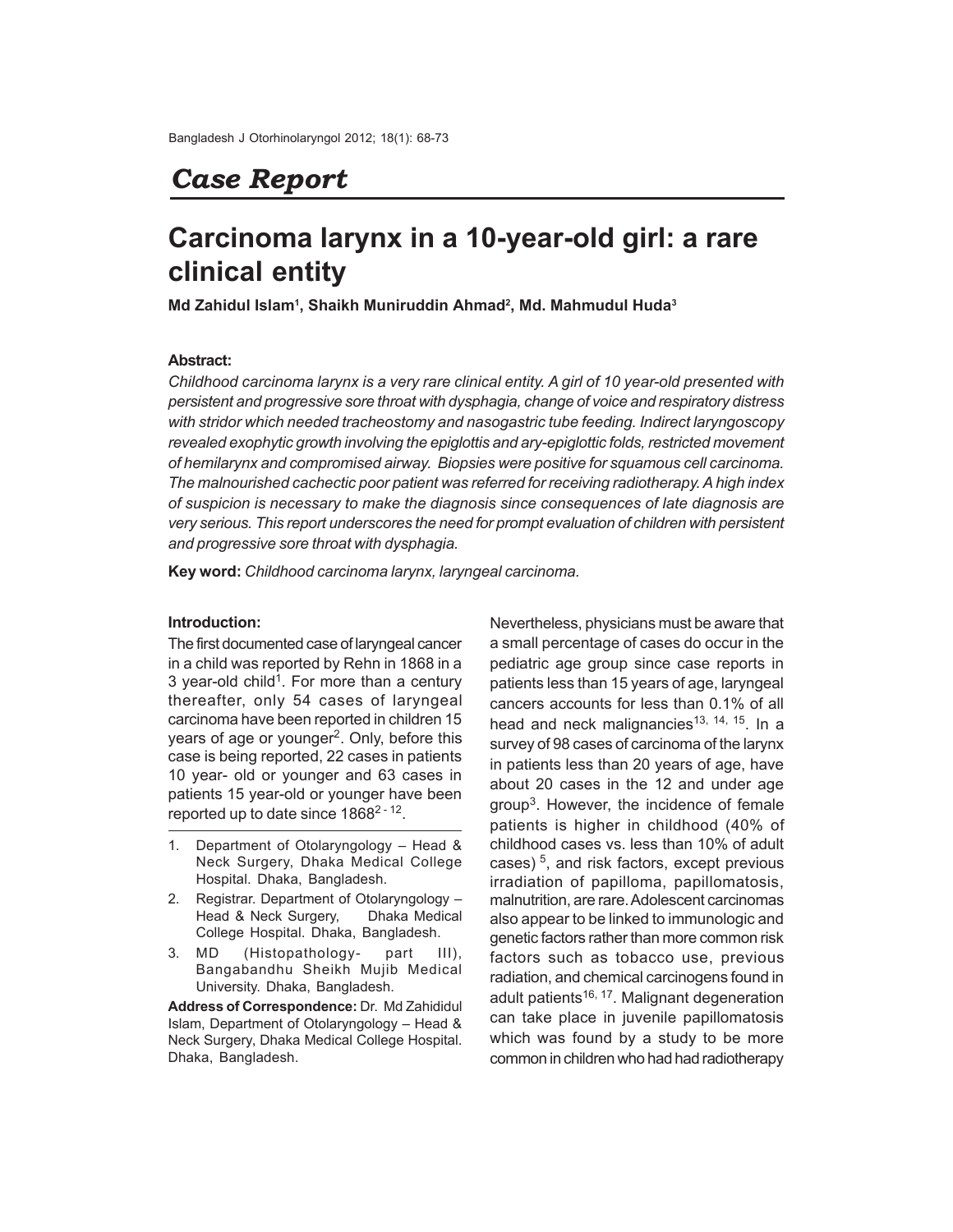*Case Report*

# Carcinoma larynx in a 10-year-old girl: a rare clinical entity

**Md Zahidul Islam[1], Shaikh Muniruddin Ahmad[2], Md. Mahmudul Huda[3]**

**Abstract:**

*Childhood carcinoma larynx is a very rare clinical entity. A girl of 10 year-old presented with persistent and progressive sore throat with dysphagia, change of voice and respiratory distress with stridor which needed tracheostomy and nasogastric tube feeding. Indirect laryngoscopy revealed exophytic growth involving the epiglottis and ary-epiglottic folds, restricted movement of hemilarynx and compromised airway. Biopsies were positive for squamous cell carcinoma. The malnourished cachectic poor patient was referred for receiving radiotherapy. A high index of suspicion is necessary to make the diagnosis since consequences of late diagnosis are very serious. This report underscores the need for prompt evaluation of children with persistent and progressive sore throat with dysphagia.*

**Key word:** *Childhood carcinoma larynx, laryngeal carcinoma.*

**Introduction:**

The first documented case of laryngeal cancer in a child was reported by Rehn in 1868 in a 3 year-old child[1]. For more than a century thereafter, only 54 cases of laryngeal carcinoma have been reported in children 15 years of age or younger[2]. Only, before this case is being reported, 22 cases in patients 10 year- old or younger and 63 cases in patients 15 year-old or younger have been reported up to date since 1868[2-12].

1. Department of Otolaryngology – Head & Neck Surgery, Dhaka Medical College Hospital. Dhaka, Bangladesh.
2. Registrar. Department of Otolaryngology – Head & Neck Surgery, Dhaka Medical College Hospital. Dhaka, Bangladesh.
3. MD (Histopathology- part III), Bangabandhu Sheikh Mujib Medical University. Dhaka, Bangladesh.

**Address of Correspondence:** Dr. Md Zahididul Islam, Department of Otolaryngology – Head & Neck Surgery, Dhaka Medical College Hospital. Dhaka, Bangladesh.

Nevertheless, physicians must be aware that a small percentage of cases do occur in the pediatric age group since case reports in patients less than 15 years of age, laryngeal cancers accounts for less than 0.1% of all head and neck malignancies[13, 14, 15]. In a survey of 98 cases of carcinoma of the larynx in patients less than 20 years of age, have about 20 cases in the 12 and under age group[3]. However, the incidence of female patients is higher in childhood (40% of childhood cases vs. less than 10% of adult cases)[5], and risk factors, except previous irradiation of papilloma, papillomatosis, malnutrition, are rare. Adolescent carcinomas also appear to be linked to immunologic and genetic factors rather than more common risk factors such as tobacco use, previous radiation, and chemical carcinogens found in adult patients[16, 17]. Malignant degeneration can take place in juvenile papillomatosis which was found by a study to be more common in children who had had radiotherapy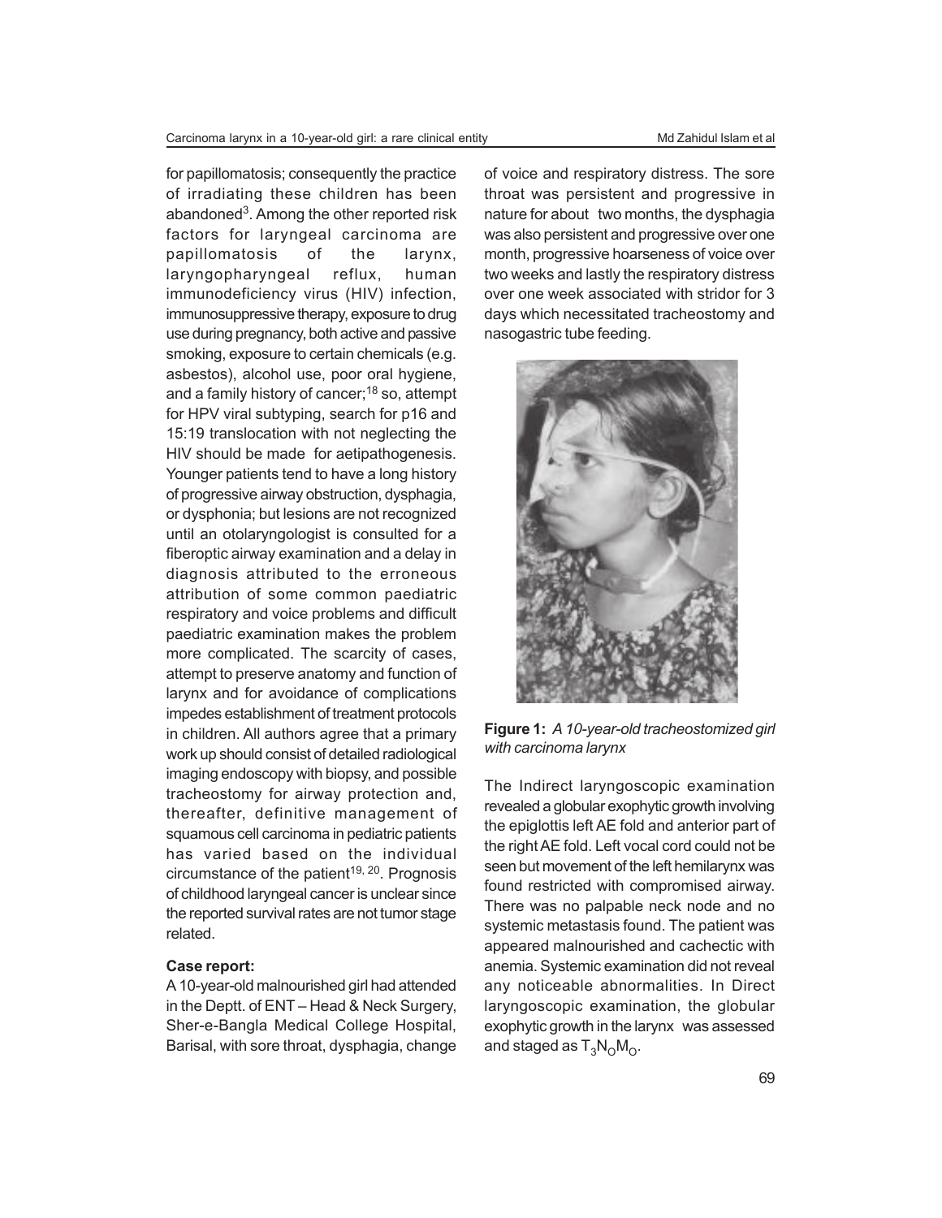for papillomatosis; consequently the practice of irradiating these children has been abandoned[3]. Among the other reported risk factors for laryngeal carcinoma are papillomatosis of the larynx, laryngopharyngeal reflux, human immunodeficiency virus (HIV) infection, immunosuppressive therapy, exposure to drug use during pregnancy, both active and passive smoking, exposure to certain chemicals (e.g. asbestos), alcohol use, poor oral hygiene, and a family history of cancer;[18] so, attempt for HPV viral subtyping, search for p16 and 15:19 translocation with not neglecting the HIV should be made for aetipathogenesis. Younger patients tend to have a long history of progressive airway obstruction, dysphagia, or dysphonia; but lesions are not recognized until an otolaryngologist is consulted for a fiberoptic airway examination and a delay in diagnosis attributed to the erroneous attribution of some common paediatric respiratory and voice problems and difficult paediatric examination makes the problem more complicated. The scarcity of cases, attempt to preserve anatomy and function of larynx and for avoidance of complications impedes establishment of treatment protocols in children. All authors agree that a primary work up should consist of detailed radiological imaging endoscopy with biopsy, and possible tracheostomy for airway protection and, thereafter, definitive management of squamous cell carcinoma in pediatric patients has varied based on the individual circumstance of the patient[19, 20]. Prognosis of childhood laryngeal cancer is unclear since the reported survival rates are not tumor stage related.

**Case report:**

A 10-year-old malnourished girl had attended in the Deptt. of ENT – Head & Neck Surgery, Sher-e-Bangla Medical College Hospital, Barisal, with sore throat, dysphagia, change of voice and respiratory distress. The sore throat was persistent and progressive in nature for about two months, the dysphagia was also persistent and progressive over one month, progressive hoarseness of voice over two weeks and lastly the respiratory distress over one week associated with stridor for 3 days which necessitated tracheostomy and nasogastric tube feeding.

**Figure 1:** *A 10-year-old tracheostomized girl with carcinoma larynx*

The Indirect laryngoscopic examination revealed a globular exophytic growth involving the epiglottis left AE fold and anterior part of the right AE fold. Left vocal cord could not be seen but movement of the left hemilarynx was found restricted with compromised airway. There was no palpable neck node and no systemic metastasis found. The patient was appeared malnourished and cachectic with anemia. Systemic examination did not reveal any noticeable abnormalities. In Direct laryngoscopic examination, the globular exophytic growth in the larynx was assessed and staged as $T_3N_OM_O$.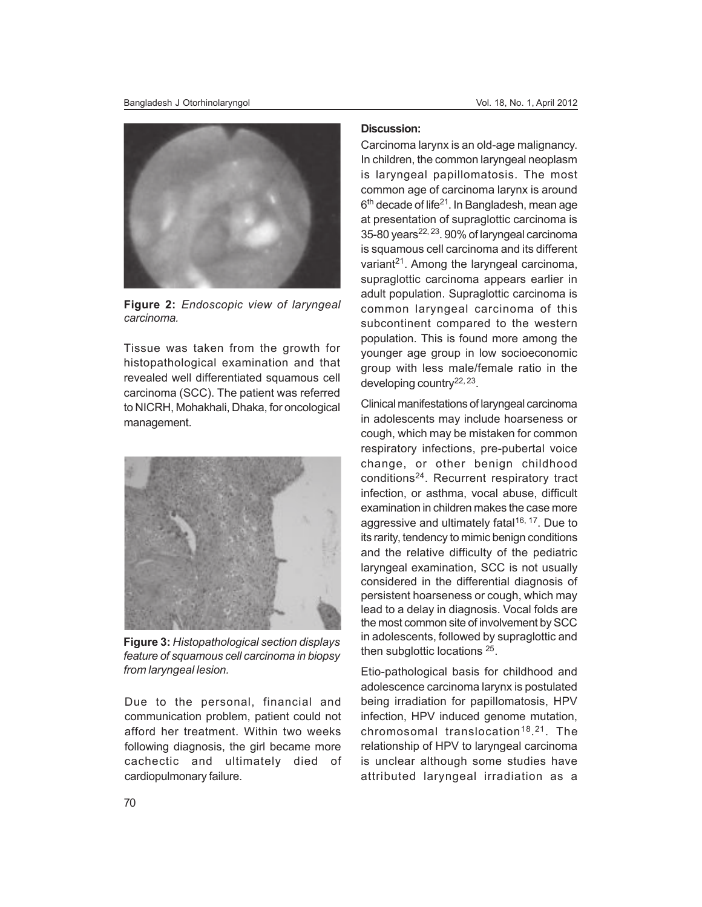**Figure 2:** *Endoscopic view of laryngeal carcinoma.*

Tissue was taken from the growth for histopathological examination and that revealed well differentiated squamous cell carcinoma (SCC). The patient was referred to NICRH, Mohakhali, Dhaka, for oncological management.

**Figure 3:** *Histopathological section displays feature of squamous cell carcinoma in biopsy from laryngeal lesion.*

Due to the personal, financial and communication problem, patient could not afford her treatment. Within two weeks following diagnosis, the girl became more cachectic and ultimately died of cardiopulmonary failure.

**Discussion:**

Carcinoma larynx is an old-age malignancy. In children, the common laryngeal neoplasm is laryngeal papillomatosis. The most common age of carcinoma larynx is around 6th decade of life[21]. In Bangladesh, mean age at presentation of supraglottic carcinoma is 35-80 years[22, 23]. 90% of laryngeal carcinoma is squamous cell carcinoma and its different variant[21]. Among the laryngeal carcinoma, supraglottic carcinoma appears earlier in adult population. Supraglottic carcinoma is common laryngeal carcinoma of this subcontinent compared to the western population. This is found more among the younger age group in low socioeconomic group with less male/female ratio in the developing country[22, 23].

Clinical manifestations of laryngeal carcinoma in adolescents may include hoarseness or cough, which may be mistaken for common respiratory infections, pre-pubertal voice change, or other benign childhood conditions[24]. Recurrent respiratory tract infection, or asthma, vocal abuse, difficult examination in children makes the case more aggressive and ultimately fatal[16, 17]. Due to its rarity, tendency to mimic benign conditions and the relative difficulty of the pediatric laryngeal examination, SCC is not usually considered in the differential diagnosis of persistent hoarseness or cough, which may lead to a delay in diagnosis. Vocal folds are the most common site of involvement by SCC in adolescents, followed by supraglottic and then subglottic locations [25].

Etio-pathological basis for childhood and adolescence carcinoma larynx is postulated being irradiation for papillomatosis, HPV infection, HPV induced genome mutation, chromosomal translocation[18, 21]. The relationship of HPV to laryngeal carcinoma is unclear although some studies have attributed laryngeal irradiation as a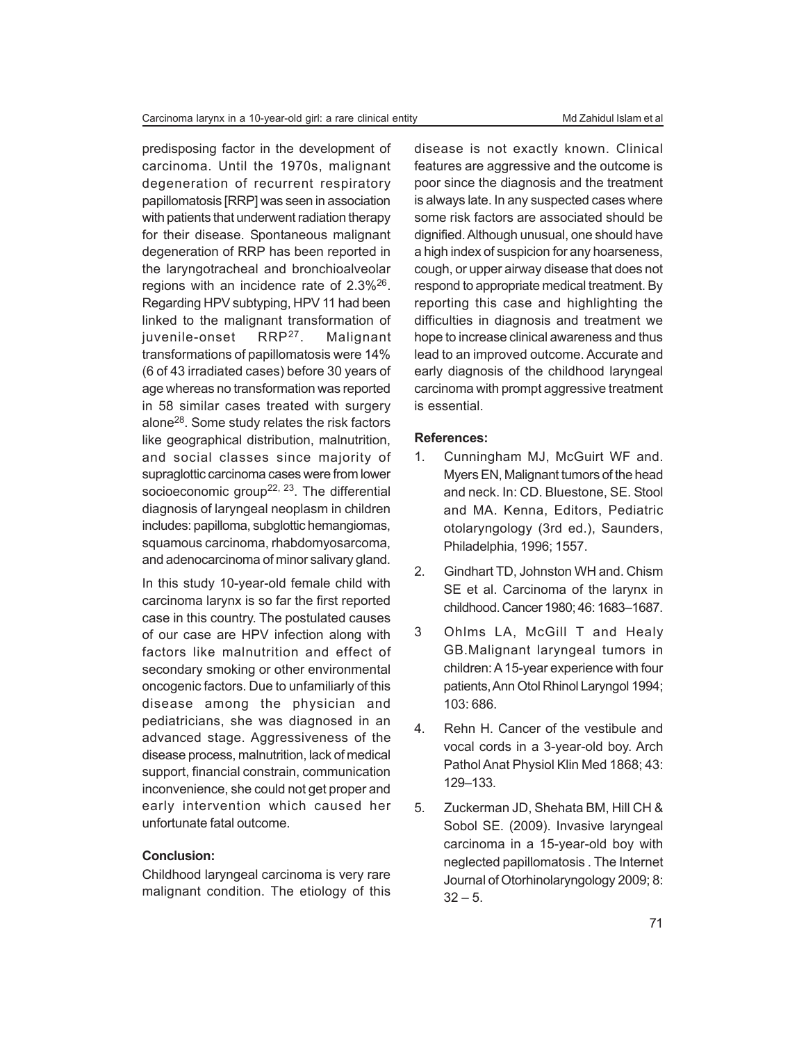predisposing factor in the development of carcinoma. Until the 1970s, malignant degeneration of recurrent respiratory papillomatosis [RRP] was seen in association with patients that underwent radiation therapy for their disease. Spontaneous malignant degeneration of RRP has been reported in the laryngotracheal and bronchioalveolar regions with an incidence rate of 2.3%[26]. Regarding HPV subtyping, HPV 11 had been linked to the malignant transformation of juvenile-onset RRP[27]. Malignant transformations of papillomatosis were 14% (6 of 43 irradiated cases) before 30 years of age whereas no transformation was reported in 58 similar cases treated with surgery alone[28]. Some study relates the risk factors like geographical distribution, malnutrition, and social classes since majority of supraglottic carcinoma cases were from lower socioeconomic group[22, 23]. The differential diagnosis of laryngeal neoplasm in children includes: papilloma, subglottic hemangiomas, squamous carcinoma, rhabdomyosarcoma, and adenocarcinoma of minor salivary gland.

In this study 10-year-old female child with carcinoma larynx is so far the first reported case in this country. The postulated causes of our case are HPV infection along with factors like malnutrition and effect of secondary smoking or other environmental oncogenic factors. Due to unfamiliarity of this disease among the physician and pediatricians, she was diagnosed in an advanced stage. Aggressiveness of the disease process, malnutrition, lack of medical support, financial constrain, communication inconvenience, she could not get proper and early intervention which caused her unfortunate fatal outcome.

**Conclusion:**

Childhood laryngeal carcinoma is very rare malignant condition. The etiology of this disease is not exactly known. Clinical features are aggressive and the outcome is poor since the diagnosis and the treatment is always late. In any suspected cases where some risk factors are associated should be dignified. Although unusual, one should have a high index of suspicion for any hoarseness, cough, or upper airway disease that does not respond to appropriate medical treatment. By reporting this case and highlighting the difficulties in diagnosis and treatment we hope to increase clinical awareness and thus lead to an improved outcome. Accurate and early diagnosis of the childhood laryngeal carcinoma with prompt aggressive treatment is essential.

**References:**

1. Cunningham MJ, McGuirt WF and. Myers EN, Malignant tumors of the head and neck. In: CD. Bluestone, SE. Stool and MA. Kenna, Editors, Pediatric otolaryngology (3rd ed.), Saunders, Philadelphia, 1996; 1557.
2. Gindhart TD, Johnston WH and. Chism SE et al. Carcinoma of the larynx in childhood. Cancer 1980; 46: 1683–1687.
3. Ohlms LA, McGill T and Healy GB.Malignant laryngeal tumors in children: A 15-year experience with four patients, Ann Otol Rhinol Laryngol 1994; 103: 686.
4. Rehn H. Cancer of the vestibule and vocal cords in a 3-year-old boy. Arch Pathol Anat Physiol Klin Med 1868; 43: 129–133.
5. Zuckerman JD, Shehata BM, Hill CH & Sobol SE. (2009). Invasive laryngeal carcinoma in a 15-year-old boy with neglected papillomatosis . The Internet Journal of Otorhinolaryngology 2009; 8: 32 – 5.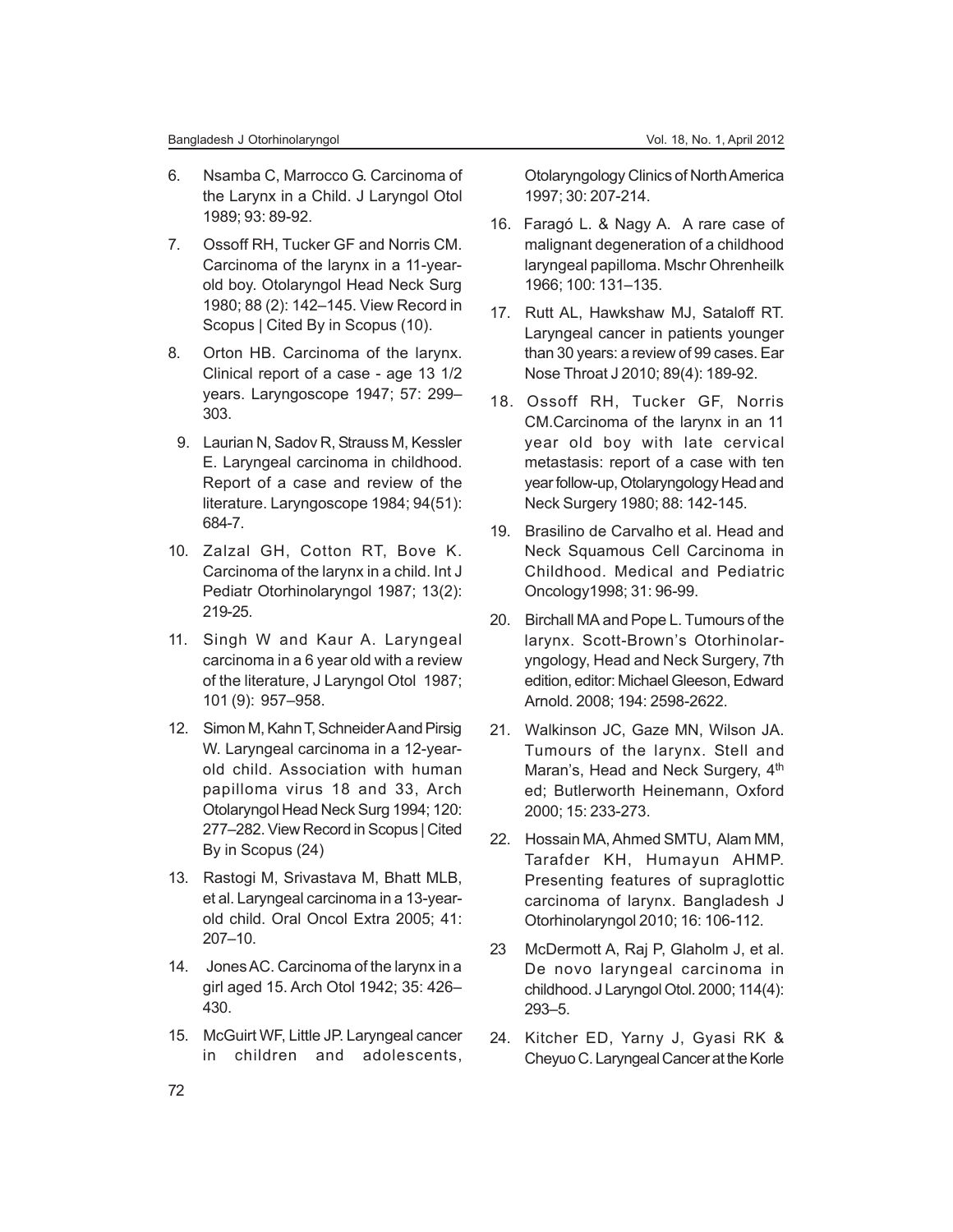6. Nsamba C, Marrocco G. Carcinoma of the Larynx in a Child. J Laryngol Otol 1989; 93: 89-92.
7. Ossoff RH, Tucker GF and Norris CM. Carcinoma of the larynx in a 11-year-old boy. Otolaryngol Head Neck Surg 1980; 88 (2): 142–145. View Record in Scopus | Cited By in Scopus (10).
8. Orton HB. Carcinoma of the larynx. Clinical report of a case - age 13 1/2 years. Laryngoscope 1947; 57: 299–303.
9. Laurian N, Sadov R, Strauss M, Kessler E. Laryngeal carcinoma in childhood. Report of a case and review of the literature. Laryngoscope 1984; 94(51): 684-7.
10. Zalzal GH, Cotton RT, Bove K. Carcinoma of the larynx in a child. Int J Pediatr Otorhinolaryngol 1987; 13(2): 219-25.
11. Singh W and Kaur A. Laryngeal carcinoma in a 6 year old with a review of the literature, J Laryngol Otol 1987; 101 (9): 957–958.
12. Simon M, Kahn T, Schneider A and Pirsig W. Laryngeal carcinoma in a 12-year-old child. Association with human papilloma virus 18 and 33, Arch Otolaryngol Head Neck Surg 1994; 120: 277–282. View Record in Scopus | Cited By in Scopus (24)
13. Rastogi M, Srivastava M, Bhatt MLB, et al. Laryngeal carcinoma in a 13-year-old child. Oral Oncol Extra 2005; 41: 207–10.
14. Jones AC. Carcinoma of the larynx in a girl aged 15. Arch Otol 1942; 35: 426–430.
15. McGuirt WF, Little JP. Laryngeal cancer in children and adolescents, Otolaryngology Clinics of North America 1997; 30: 207-214.
16. Faragó L. & Nagy A. A rare case of malignant degeneration of a childhood laryngeal papilloma. Mschr Ohrenheilk 1966; 100: 131–135.
17. Rutt AL, Hawkshaw MJ, Sataloff RT. Laryngeal cancer in patients younger than 30 years: a review of 99 cases. Ear Nose Throat J 2010; 89(4): 189-92.
18. Ossoff RH, Tucker GF, Norris CM.Carcinoma of the larynx in an 11 year old boy with late cervical metastasis: report of a case with ten year follow-up, Otolaryngology Head and Neck Surgery 1980; 88: 142-145.
19. Brasilino de Carvalho et al. Head and Neck Squamous Cell Carcinoma in Childhood. Medical and Pediatric Oncology1998; 31: 96-99.
20. Birchall MA and Pope L. Tumours of the larynx. Scott-Brown's Otorhinolaryngology, Head and Neck Surgery, 7th edition, editor: Michael Gleeson, Edward Arnold. 2008; 194: 2598-2622.
21. Walkinson JC, Gaze MN, Wilson JA. Tumours of the larynx. Stell and Maran's, Head and Neck Surgery, 4th ed; Butlerworth Heinemann, Oxford 2000; 15: 233-273.
22. Hossain MA, Ahmed SMTU, Alam MM, Tarafder KH, Humayun AHMP. Presenting features of supraglottic carcinoma of larynx. Bangladesh J Otorhinolaryngol 2010; 16: 106-112.
23 McDermott A, Raj P, Glaholm J, et al. De novo laryngeal carcinoma in childhood. J Laryngol Otol. 2000; 114(4): 293–5.
24. Kitcher ED, Yarny J, Gyasi RK & Cheyuo C. Laryngeal Cancer at the Korle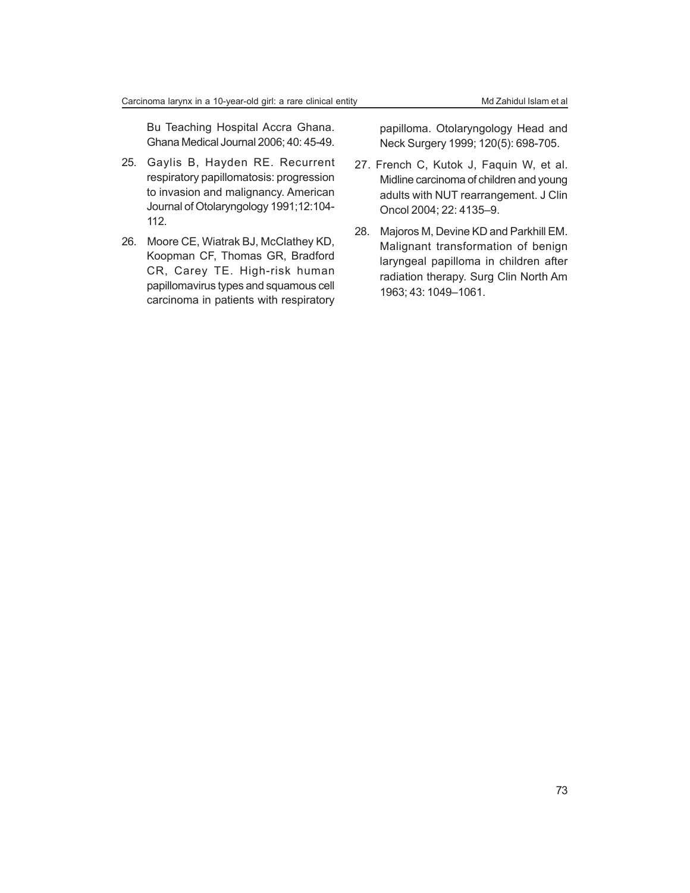Bu Teaching Hospital Accra Ghana. Ghana Medical Journal 2006; 40: 45-49.

25. Gaylis B, Hayden RE. Recurrent respiratory papillomatosis: progression to invasion and malignancy. American Journal of Otolaryngology 1991;12:104-112.

26. Moore CE, Wiatrak BJ, McClathey KD, Koopman CF, Thomas GR, Bradford CR, Carey TE. High-risk human papillomavirus types and squamous cell carcinoma in patients with respiratory papilloma. Otolaryngology Head and Neck Surgery 1999; 120(5): 698-705.

27. French C, Kutok J, Faquin W, et al. Midline carcinoma of children and young adults with NUT rearrangement. J Clin Oncol 2004; 22: 4135–9.

28. Majoros M, Devine KD and Parkhill EM. Malignant transformation of benign laryngeal papilloma in children after radiation therapy. Surg Clin North Am 1963; 43: 1049–1061.